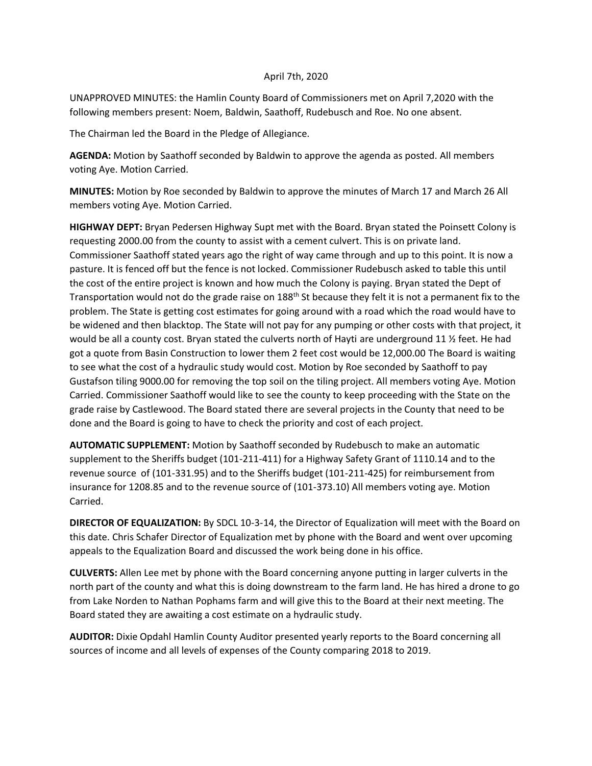April 7th, 2020

UNAPPROVED MINUTES: the Hamlin County Board of Commissioners met on April 7,2020 with the following members present: Noem, Baldwin, Saathoff, Rudebusch and Roe. No one absent.

The Chairman led the Board in the Pledge of Allegiance.

**AGENDA:** Motion by Saathoff seconded by Baldwin to approve the agenda as posted. All members voting Aye. Motion Carried.

**MINUTES:** Motion by Roe seconded by Baldwin to approve the minutes of March 17 and March 26 All members voting Aye. Motion Carried.

**HIGHWAY DEPT:** Bryan Pedersen Highway Supt met with the Board. Bryan stated the Poinsett Colony is requesting 2000.00 from the county to assist with a cement culvert. This is on private land. Commissioner Saathoff stated years ago the right of way came through and up to this point. It is now a pasture. It is fenced off but the fence is not locked. Commissioner Rudebusch asked to table this until the cost of the entire project is known and how much the Colony is paying. Bryan stated the Dept of Transportation would not do the grade raise on 188th St because they felt it is not a permanent fix to the problem. The State is getting cost estimates for going around with a road which the road would have to be widened and then blacktop. The State will not pay for any pumping or other costs with that project, it would be all a county cost. Bryan stated the culverts north of Hayti are underground 11 ½ feet. He had got a quote from Basin Construction to lower them 2 feet cost would be 12,000.00 The Board is waiting to see what the cost of a hydraulic study would cost. Motion by Roe seconded by Saathoff to pay Gustafson tiling 9000.00 for removing the top soil on the tiling project. All members voting Aye. Motion Carried. Commissioner Saathoff would like to see the county to keep proceeding with the State on the grade raise by Castlewood. The Board stated there are several projects in the County that need to be done and the Board is going to have to check the priority and cost of each project.

**AUTOMATIC SUPPLEMENT:** Motion by Saathoff seconded by Rudebusch to make an automatic supplement to the Sheriffs budget (101-211-411) for a Highway Safety Grant of 1110.14 and to the revenue source of (101-331.95) and to the Sheriffs budget (101-211-425) for reimbursement from insurance for 1208.85 and to the revenue source of (101-373.10) All members voting aye. Motion Carried.

**DIRECTOR OF EQUALIZATION:** By SDCL 10-3-14, the Director of Equalization will meet with the Board on this date. Chris Schafer Director of Equalization met by phone with the Board and went over upcoming appeals to the Equalization Board and discussed the work being done in his office.

**CULVERTS:** Allen Lee met by phone with the Board concerning anyone putting in larger culverts in the north part of the county and what this is doing downstream to the farm land. He has hired a drone to go from Lake Norden to Nathan Pophams farm and will give this to the Board at their next meeting. The Board stated they are awaiting a cost estimate on a hydraulic study.

**AUDITOR:** Dixie Opdahl Hamlin County Auditor presented yearly reports to the Board concerning all sources of income and all levels of expenses of the County comparing 2018 to 2019.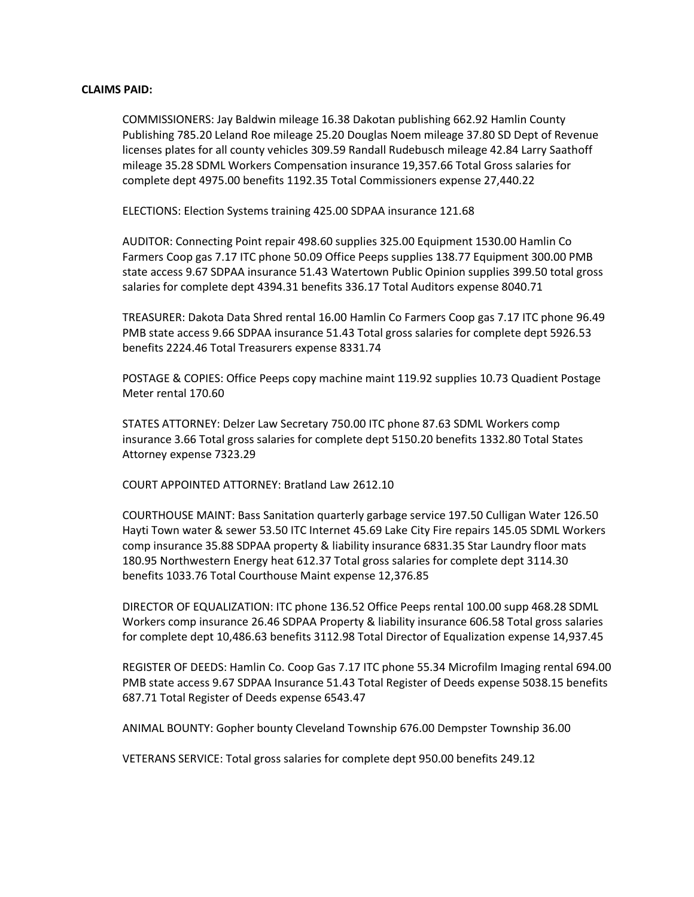**CLAIMS PAID:**

COMMISSIONERS: Jay Baldwin mileage 16.38 Dakotan publishing 662.92 Hamlin County Publishing 785.20 Leland Roe mileage 25.20 Douglas Noem mileage 37.80 SD Dept of Revenue licenses plates for all county vehicles 309.59 Randall Rudebusch mileage 42.84 Larry Saathoff mileage 35.28 SDML Workers Compensation insurance 19,357.66 Total Gross salaries for complete dept 4975.00 benefits 1192.35 Total Commissioners expense 27,440.22

ELECTIONS: Election Systems training 425.00 SDPAA insurance 121.68

AUDITOR: Connecting Point repair 498.60 supplies 325.00 Equipment 1530.00 Hamlin Co Farmers Coop gas 7.17 ITC phone 50.09 Office Peeps supplies 138.77 Equipment 300.00 PMB state access 9.67 SDPAA insurance 51.43 Watertown Public Opinion supplies 399.50 total gross salaries for complete dept 4394.31 benefits 336.17 Total Auditors expense 8040.71

TREASURER: Dakota Data Shred rental 16.00 Hamlin Co Farmers Coop gas 7.17 ITC phone 96.49 PMB state access 9.66 SDPAA insurance 51.43 Total gross salaries for complete dept 5926.53 benefits 2224.46 Total Treasurers expense 8331.74

POSTAGE & COPIES: Office Peeps copy machine maint 119.92 supplies 10.73 Quadient Postage Meter rental 170.60

STATES ATTORNEY: Delzer Law Secretary 750.00 ITC phone 87.63 SDML Workers comp insurance 3.66 Total gross salaries for complete dept 5150.20 benefits 1332.80 Total States Attorney expense 7323.29

COURT APPOINTED ATTORNEY: Bratland Law 2612.10

COURTHOUSE MAINT: Bass Sanitation quarterly garbage service 197.50 Culligan Water 126.50 Hayti Town water & sewer 53.50 ITC Internet 45.69 Lake City Fire repairs 145.05 SDML Workers comp insurance 35.88 SDPAA property & liability insurance 6831.35 Star Laundry floor mats 180.95 Northwestern Energy heat 612.37 Total gross salaries for complete dept 3114.30 benefits 1033.76 Total Courthouse Maint expense 12,376.85

DIRECTOR OF EQUALIZATION: ITC phone 136.52 Office Peeps rental 100.00 supp 468.28 SDML Workers comp insurance 26.46 SDPAA Property & liability insurance 606.58 Total gross salaries for complete dept 10,486.63 benefits 3112.98 Total Director of Equalization expense 14,937.45

REGISTER OF DEEDS: Hamlin Co. Coop Gas 7.17 ITC phone 55.34 Microfilm Imaging rental 694.00 PMB state access 9.67 SDPAA Insurance 51.43 Total Register of Deeds expense 5038.15 benefits 687.71 Total Register of Deeds expense 6543.47

ANIMAL BOUNTY: Gopher bounty Cleveland Township 676.00 Dempster Township 36.00

VETERANS SERVICE: Total gross salaries for complete dept 950.00 benefits 249.12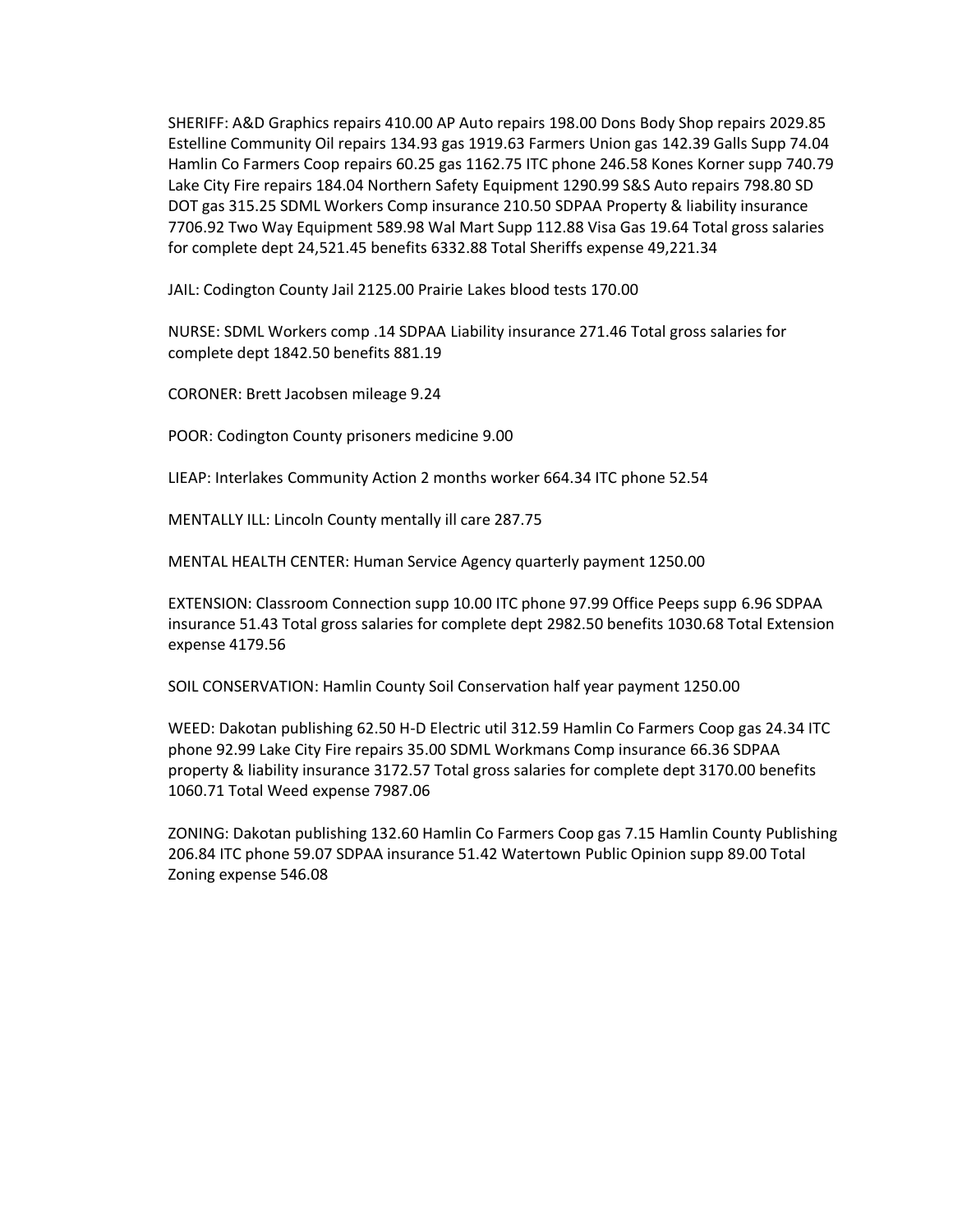SHERIFF: A&D Graphics repairs 410.00 AP Auto repairs 198.00 Dons Body Shop repairs 2029.85 Estelline Community Oil repairs 134.93 gas 1919.63 Farmers Union gas 142.39 Galls Supp 74.04 Hamlin Co Farmers Coop repairs 60.25 gas 1162.75 ITC phone 246.58 Kones Korner supp 740.79 Lake City Fire repairs 184.04 Northern Safety Equipment 1290.99 S&S Auto repairs 798.80 SD DOT gas 315.25 SDML Workers Comp insurance 210.50 SDPAA Property & liability insurance 7706.92 Two Way Equipment 589.98 Wal Mart Supp 112.88 Visa Gas 19.64 Total gross salaries for complete dept 24,521.45 benefits 6332.88 Total Sheriffs expense 49,221.34

JAIL: Codington County Jail 2125.00 Prairie Lakes blood tests 170.00

NURSE: SDML Workers comp .14 SDPAA Liability insurance 271.46 Total gross salaries for complete dept 1842.50 benefits 881.19

CORONER: Brett Jacobsen mileage 9.24

POOR: Codington County prisoners medicine 9.00

LIEAP: Interlakes Community Action 2 months worker 664.34 ITC phone 52.54

MENTALLY ILL: Lincoln County mentally ill care 287.75

MENTAL HEALTH CENTER: Human Service Agency quarterly payment 1250.00

EXTENSION: Classroom Connection supp 10.00 ITC phone 97.99 Office Peeps supp 6.96 SDPAA insurance 51.43 Total gross salaries for complete dept 2982.50 benefits 1030.68 Total Extension expense 4179.56

SOIL CONSERVATION: Hamlin County Soil Conservation half year payment 1250.00

WEED: Dakotan publishing 62.50 H-D Electric util 312.59 Hamlin Co Farmers Coop gas 24.34 ITC phone 92.99 Lake City Fire repairs 35.00 SDML Workmans Comp insurance 66.36 SDPAA property & liability insurance 3172.57 Total gross salaries for complete dept 3170.00 benefits 1060.71 Total Weed expense 7987.06

ZONING: Dakotan publishing 132.60 Hamlin Co Farmers Coop gas 7.15 Hamlin County Publishing 206.84 ITC phone 59.07 SDPAA insurance 51.42 Watertown Public Opinion supp 89.00 Total Zoning expense 546.08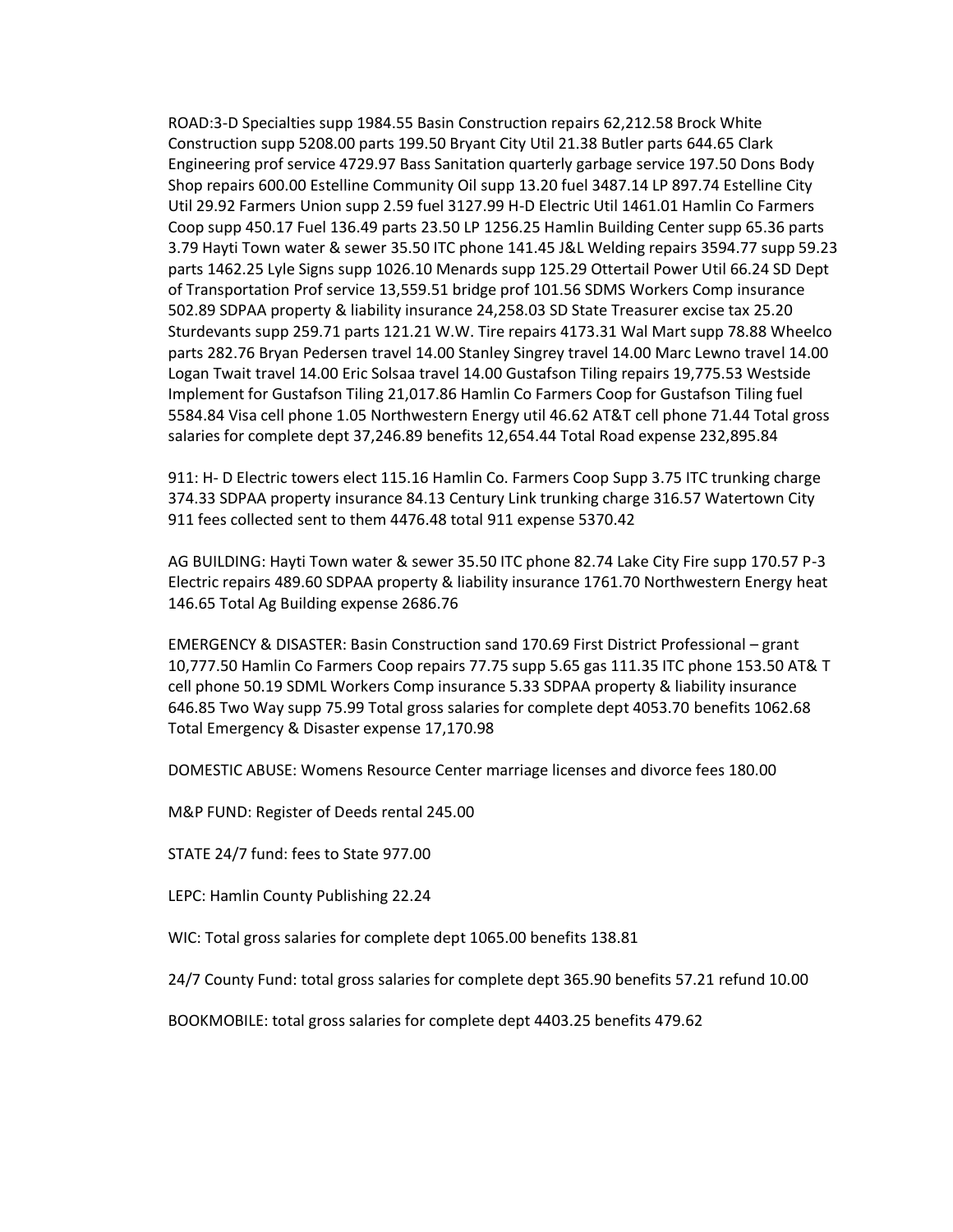ROAD:3-D Specialties supp 1984.55 Basin Construction repairs 62,212.58 Brock White Construction supp 5208.00 parts 199.50 Bryant City Util 21.38 Butler parts 644.65 Clark Engineering prof service 4729.97 Bass Sanitation quarterly garbage service 197.50 Dons Body Shop repairs 600.00 Estelline Community Oil supp 13.20 fuel 3487.14 LP 897.74 Estelline City Util 29.92 Farmers Union supp 2.59 fuel 3127.99 H-D Electric Util 1461.01 Hamlin Co Farmers Coop supp 450.17 Fuel 136.49 parts 23.50 LP 1256.25 Hamlin Building Center supp 65.36 parts 3.79 Hayti Town water & sewer 35.50 ITC phone 141.45 J&L Welding repairs 3594.77 supp 59.23 parts 1462.25 Lyle Signs supp 1026.10 Menards supp 125.29 Ottertail Power Util 66.24 SD Dept of Transportation Prof service 13,559.51 bridge prof 101.56 SDMS Workers Comp insurance 502.89 SDPAA property & liability insurance 24,258.03 SD State Treasurer excise tax 25.20 Sturdevants supp 259.71 parts 121.21 W.W. Tire repairs 4173.31 Wal Mart supp 78.88 Wheelco parts 282.76 Bryan Pedersen travel 14.00 Stanley Singrey travel 14.00 Marc Lewno travel 14.00 Logan Twait travel 14.00 Eric Solsaa travel 14.00 Gustafson Tiling repairs 19,775.53 Westside Implement for Gustafson Tiling 21,017.86 Hamlin Co Farmers Coop for Gustafson Tiling fuel 5584.84 Visa cell phone 1.05 Northwestern Energy util 46.62 AT&T cell phone 71.44 Total gross salaries for complete dept 37,246.89 benefits 12,654.44 Total Road expense 232,895.84

911: H- D Electric towers elect 115.16 Hamlin Co. Farmers Coop Supp 3.75 ITC trunking charge 374.33 SDPAA property insurance 84.13 Century Link trunking charge 316.57 Watertown City 911 fees collected sent to them 4476.48 total 911 expense 5370.42

AG BUILDING: Hayti Town water & sewer 35.50 ITC phone 82.74 Lake City Fire supp 170.57 P-3 Electric repairs 489.60 SDPAA property & liability insurance 1761.70 Northwestern Energy heat 146.65 Total Ag Building expense 2686.76

EMERGENCY & DISASTER: Basin Construction sand 170.69 First District Professional – grant 10,777.50 Hamlin Co Farmers Coop repairs 77.75 supp 5.65 gas 111.35 ITC phone 153.50 AT& T cell phone 50.19 SDML Workers Comp insurance 5.33 SDPAA property & liability insurance 646.85 Two Way supp 75.99 Total gross salaries for complete dept 4053.70 benefits 1062.68 Total Emergency & Disaster expense 17,170.98

DOMESTIC ABUSE: Womens Resource Center marriage licenses and divorce fees 180.00

M&P FUND: Register of Deeds rental 245.00

STATE 24/7 fund: fees to State 977.00

LEPC: Hamlin County Publishing 22.24

WIC: Total gross salaries for complete dept 1065.00 benefits 138.81

24/7 County Fund: total gross salaries for complete dept 365.90 benefits 57.21 refund 10.00

BOOKMOBILE: total gross salaries for complete dept 4403.25 benefits 479.62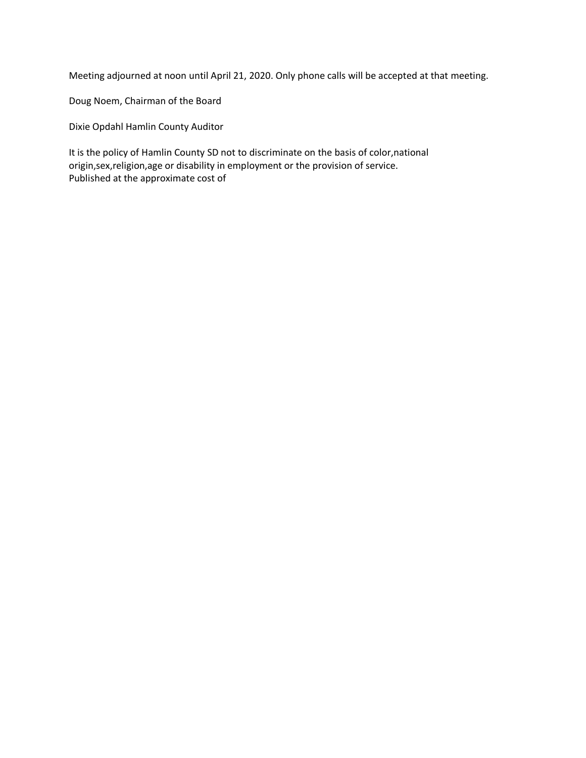Meeting adjourned at noon until April 21, 2020. Only phone calls will be accepted at that meeting.

Doug Noem, Chairman of the Board

Dixie Opdahl Hamlin County Auditor

It is the policy of Hamlin County SD not to discriminate on the basis of color,national origin,sex,religion,age or disability in employment or the provision of service.
Published at the approximate cost of